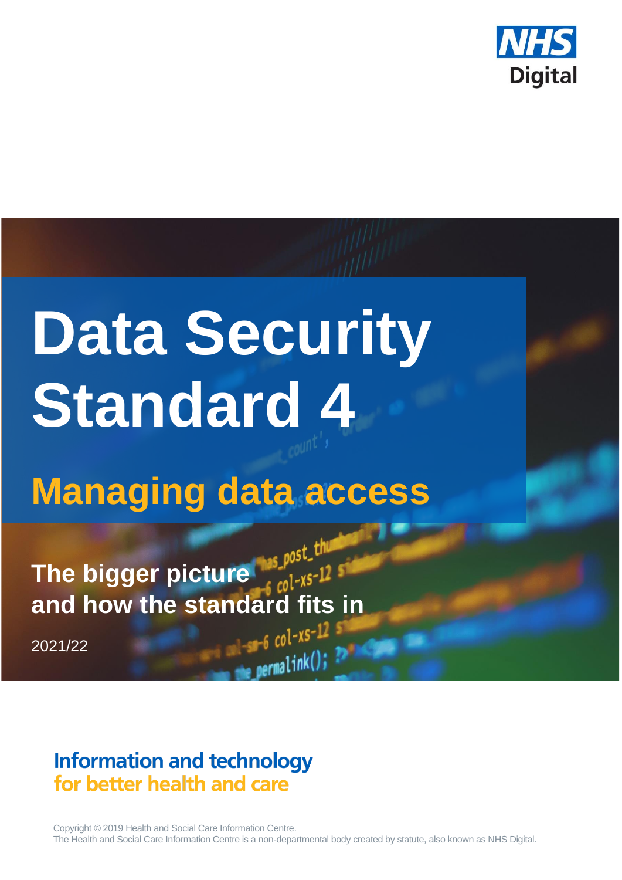NHS Digital

# Data Security Standard 4

## Managing data access

**The bigger picture and how the standard fits in**

2021/22

**Information and technology for better health and care**

Copyright © 2019 Health and Social Care Information Centre.
The Health and Social Care Information Centre is a non-departmental body created by statute, also known as NHS Digital.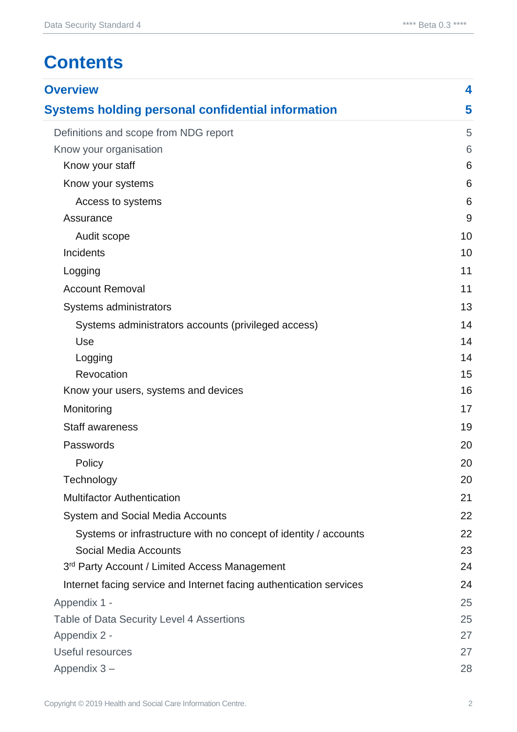# Contents

| | |
|---|---|
| **Overview** | **4** |
| **Systems holding personal confidential information** | **5** |
| Definitions and scope from NDG report | 5 |
| Know your organisation | 6 |
| Know your staff | 6 |
| Know your systems | 6 |
| Access to systems | 6 |
| Assurance | 9 |
| Audit scope | 10 |
| Incidents | 10 |
| Logging | 11 |
| Account Removal | 11 |
| Systems administrators | 13 |
| Systems administrators accounts (privileged access) | 14 |
| Use | 14 |
| Logging | 14 |
| Revocation | 15 |
| Know your users, systems and devices | 16 |
| Monitoring | 17 |
| Staff awareness | 19 |
| Passwords | 20 |
| Policy | 20 |
| Technology | 20 |
| Multifactor Authentication | 21 |
| System and Social Media Accounts | 22 |
| Systems or infrastructure with no concept of identity / accounts | 22 |
| Social Media Accounts | 23 |
| 3rd Party Account / Limited Access Management | 24 |
| Internet facing service and Internet facing authentication services | 24 |
| Appendix 1 - | 25 |
| Table of Data Security Level 4 Assertions | 25 |
| Appendix 2 - | 27 |
| Useful resources | 27 |
| Appendix 3 – | 28 |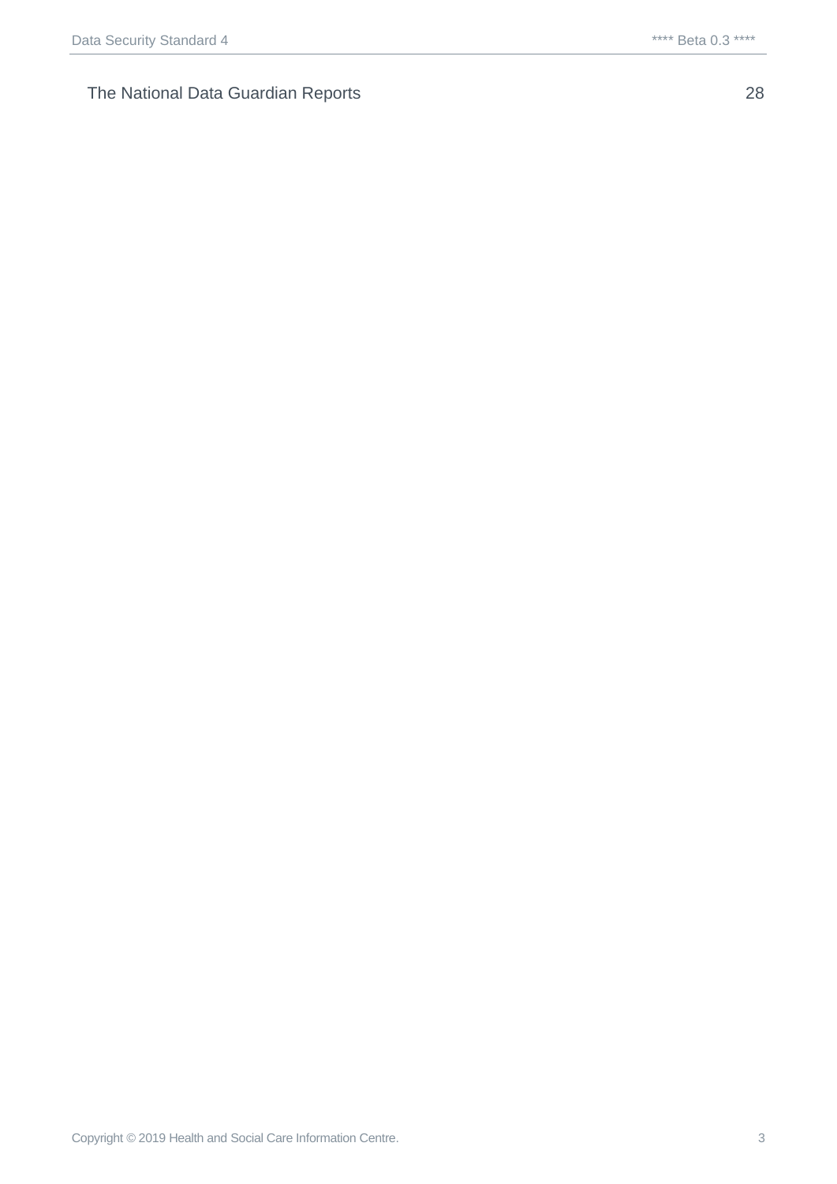The National Data Guardian Reports 28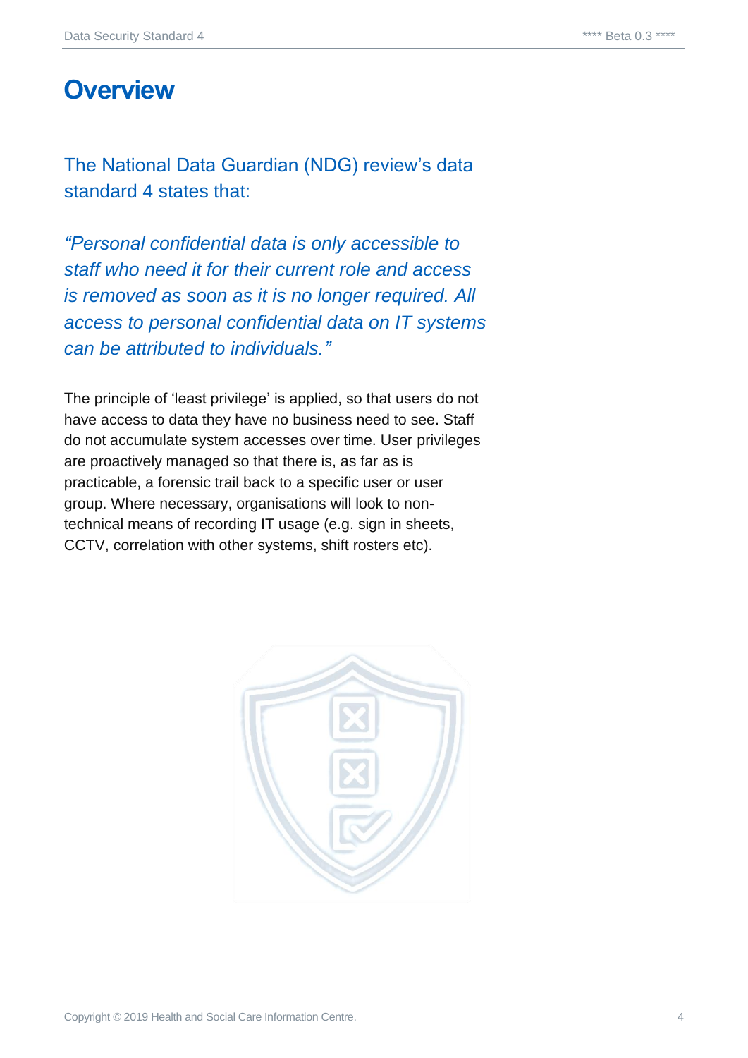# Overview

The National Data Guardian (NDG) review's data standard 4 states that:

*"Personal confidential data is only accessible to staff who need it for their current role and access is removed as soon as it is no longer required. All access to personal confidential data on IT systems can be attributed to individuals."*

The principle of 'least privilege' is applied, so that users do not have access to data they have no business need to see. Staff do not accumulate system accesses over time. User privileges are proactively managed so that there is, as far as is practicable, a forensic trail back to a specific user or user group. Where necessary, organisations will look to non-technical means of recording IT usage (e.g. sign in sheets, CCTV, correlation with other systems, shift rosters etc).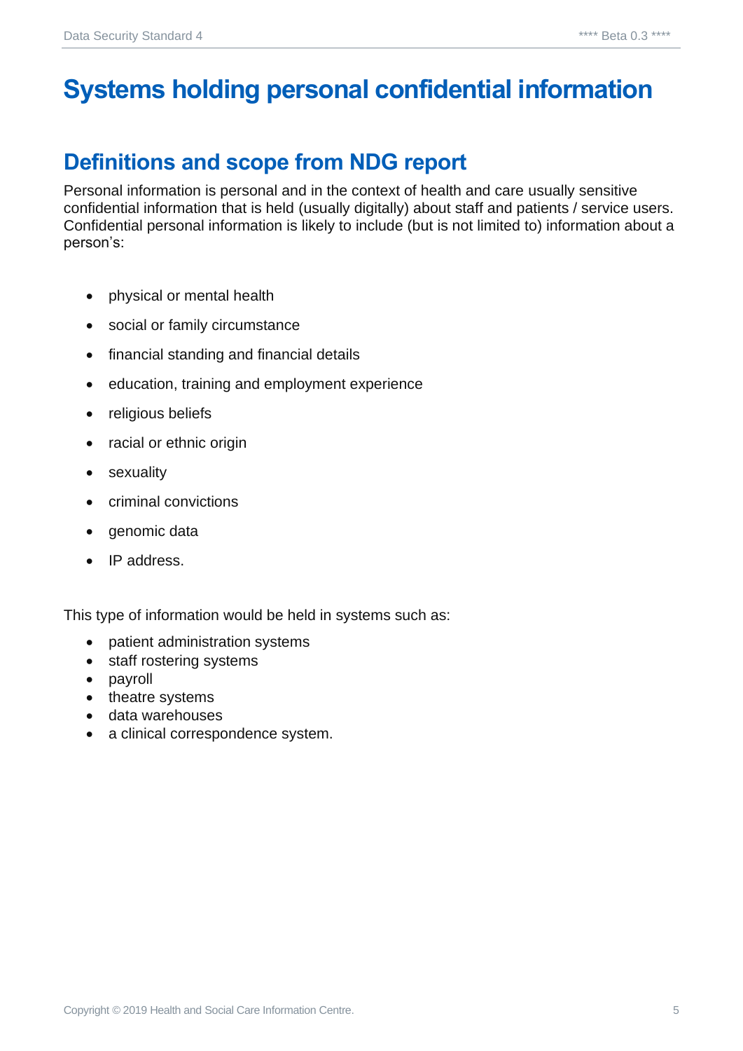# Systems holding personal confidential information

## Definitions and scope from NDG report

Personal information is personal and in the context of health and care usually sensitive confidential information that is held (usually digitally) about staff and patients / service users. Confidential personal information is likely to include (but is not limited to) information about a person's:

- physical or mental health
- social or family circumstance
- financial standing and financial details
- education, training and employment experience
- religious beliefs
- racial or ethnic origin
- sexuality
- criminal convictions
- genomic data
- IP address.

This type of information would be held in systems such as:

- patient administration systems
- staff rostering systems
- payroll
- theatre systems
- data warehouses
- a clinical correspondence system.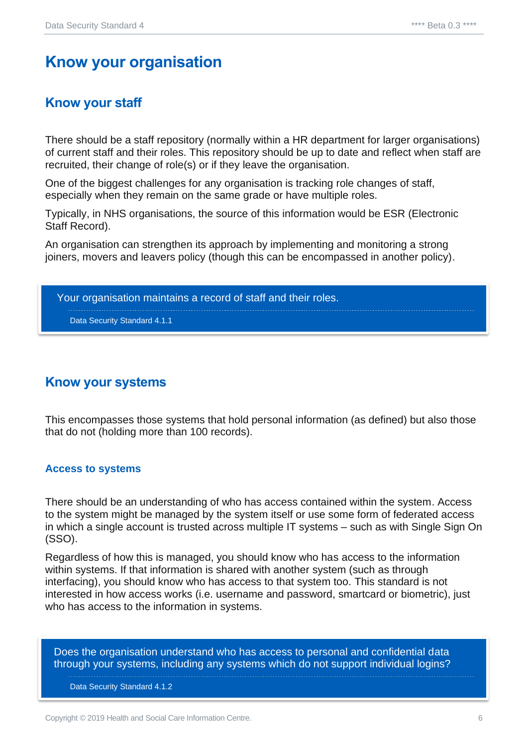# Know your organisation

## Know your staff

There should be a staff repository (normally within a HR department for larger organisations) of current staff and their roles. This repository should be up to date and reflect when staff are recruited, their change of role(s) or if they leave the organisation.

One of the biggest challenges for any organisation is tracking role changes of staff, especially when they remain on the same grade or have multiple roles.

Typically, in NHS organisations, the source of this information would be ESR (Electronic Staff Record).

An organisation can strengthen its approach by implementing and monitoring a strong joiners, movers and leavers policy (though this can be encompassed in another policy).

> Your organisation maintains a record of staff and their roles.
>
> Data Security Standard 4.1.1

## Know your systems

This encompasses those systems that hold personal information (as defined) but also those that do not (holding more than 100 records).

### Access to systems

There should be an understanding of who has access contained within the system. Access to the system might be managed by the system itself or use some form of federated access in which a single account is trusted across multiple IT systems – such as with Single Sign On (SSO).

Regardless of how this is managed, you should know who has access to the information within systems. If that information is shared with another system (such as through interfacing), you should know who has access to that system too. This standard is not interested in how access works (i.e. username and password, smartcard or biometric), just who has access to the information in systems.

> Does the organisation understand who has access to personal and confidential data through your systems, including any systems which do not support individual logins?
>
> Data Security Standard 4.1.2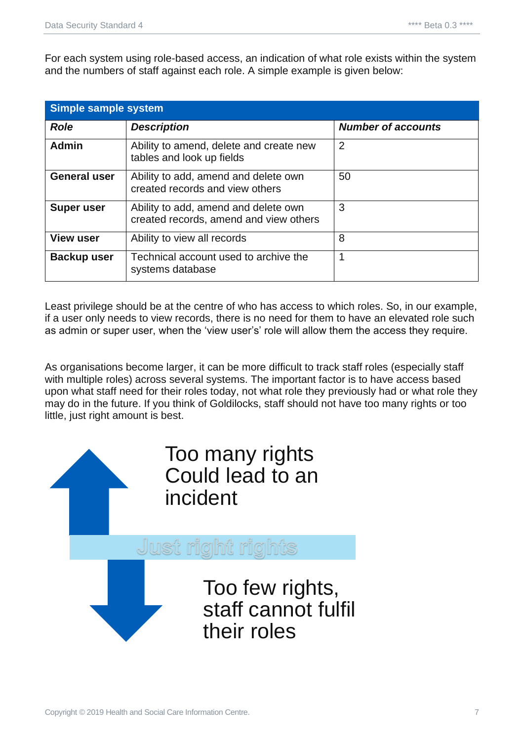For each system using role-based access, an indication of what role exists within the system and the numbers of staff against each role. A simple example is given below:

| Simple sample system | | |
|---|---|---|
| ***Role*** | ***Description*** | ***Number of accounts*** |
| **Admin** | Ability to amend, delete and create new tables and look up fields | 2 |
| **General user** | Ability to add, amend and delete own created records and view others | 50 |
| **Super user** | Ability to add, amend and delete own created records, amend and view others | 3 |
| **View user** | Ability to view all records | 8 |
| **Backup user** | Technical account used to archive the systems database | 1 |

Least privilege should be at the centre of who has access to which roles. So, in our example, if a user only needs to view records, there is no need for them to have an elevated role such as admin or super user, when the 'view user's' role will allow them the access they require.

As organisations become larger, it can be more difficult to track staff roles (especially staff with multiple roles) across several systems. The important factor is to have access based upon what staff need for their roles today, not what role they previously had or what role they may do in the future. If you think of Goldilocks, staff should not have too many rights or too little, just right amount is best.

Too many rights Could lead to an incident

Just right rights

Too few rights, staff cannot fulfil their roles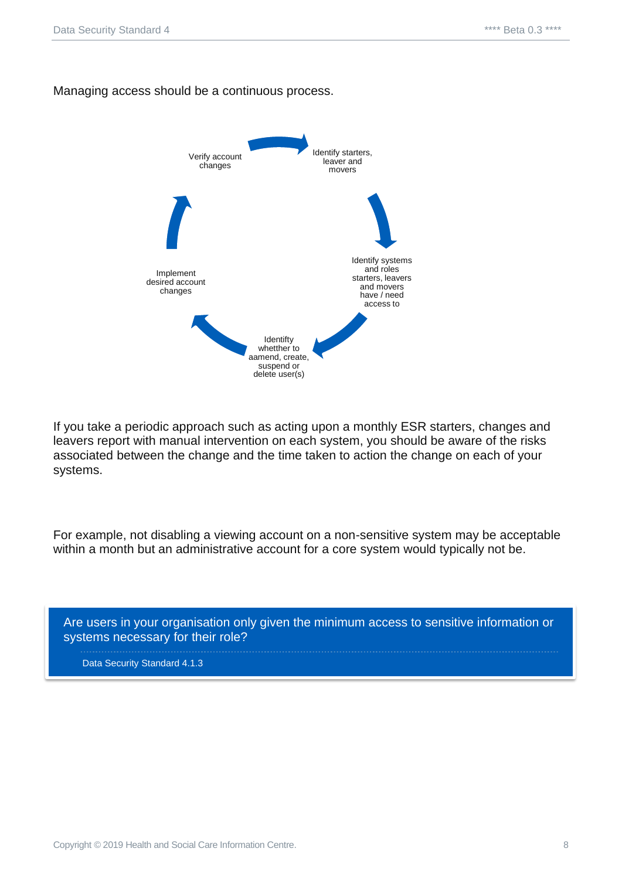Managing access should be a continuous process.

Verify account changes

Identify starters, leaver and movers

Identify systems and roles starters, leavers and movers have / need access to

Identifty whetther to aamend, create, suspend or delete user(s)

Implement desired account changes

If you take a periodic approach such as acting upon a monthly ESR starters, changes and leavers report with manual intervention on each system, you should be aware of the risks associated between the change and the time taken to action the change on each of your systems.

For example, not disabling a viewing account on a non-sensitive system may be acceptable within a month but an administrative account for a core system would typically not be.

> Are users in your organisation only given the minimum access to sensitive information or systems necessary for their role?
>
> Data Security Standard 4.1.3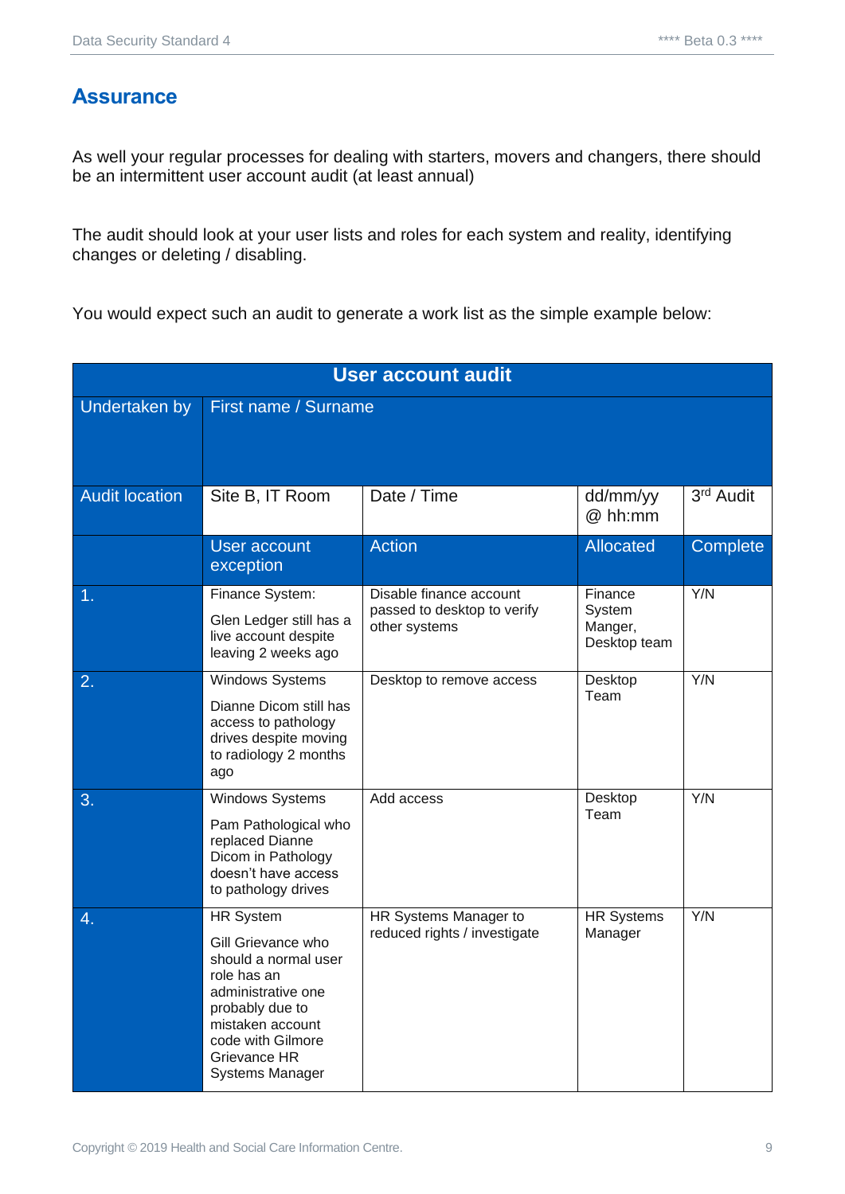## Assurance

As well your regular processes for dealing with starters, movers and changers, there should be an intermittent user account audit (at least annual)

The audit should look at your user lists and roles for each system and reality, identifying changes or deleting / disabling.

You would expect such an audit to generate a work list as the simple example below:

| User account audit | | | | |
|---|---|---|---|---|
| Undertaken by | First name / Surname | | | |
| Audit location | Site B, IT Room | Date / Time | dd/mm/yy @ hh:mm | 3rd Audit |
| | User account exception | Action | Allocated | Complete |
| 1. | Finance System: Glen Ledger still has a live account despite leaving 2 weeks ago | Disable finance account passed to desktop to verify other systems | Finance System Manger, Desktop team | Y/N |
| 2. | Windows Systems Dianne Dicom still has access to pathology drives despite moving to radiology 2 months ago | Desktop to remove access | Desktop Team | Y/N |
| 3. | Windows Systems Pam Pathological who replaced Dianne Dicom in Pathology doesn't have access to pathology drives | Add access | Desktop Team | Y/N |
| 4. | HR System Gill Grievance who should a normal user role has an administrative one probably due to mistaken account code with Gilmore Grievance HR Systems Manager | HR Systems Manager to reduced rights / investigate | HR Systems Manager | Y/N |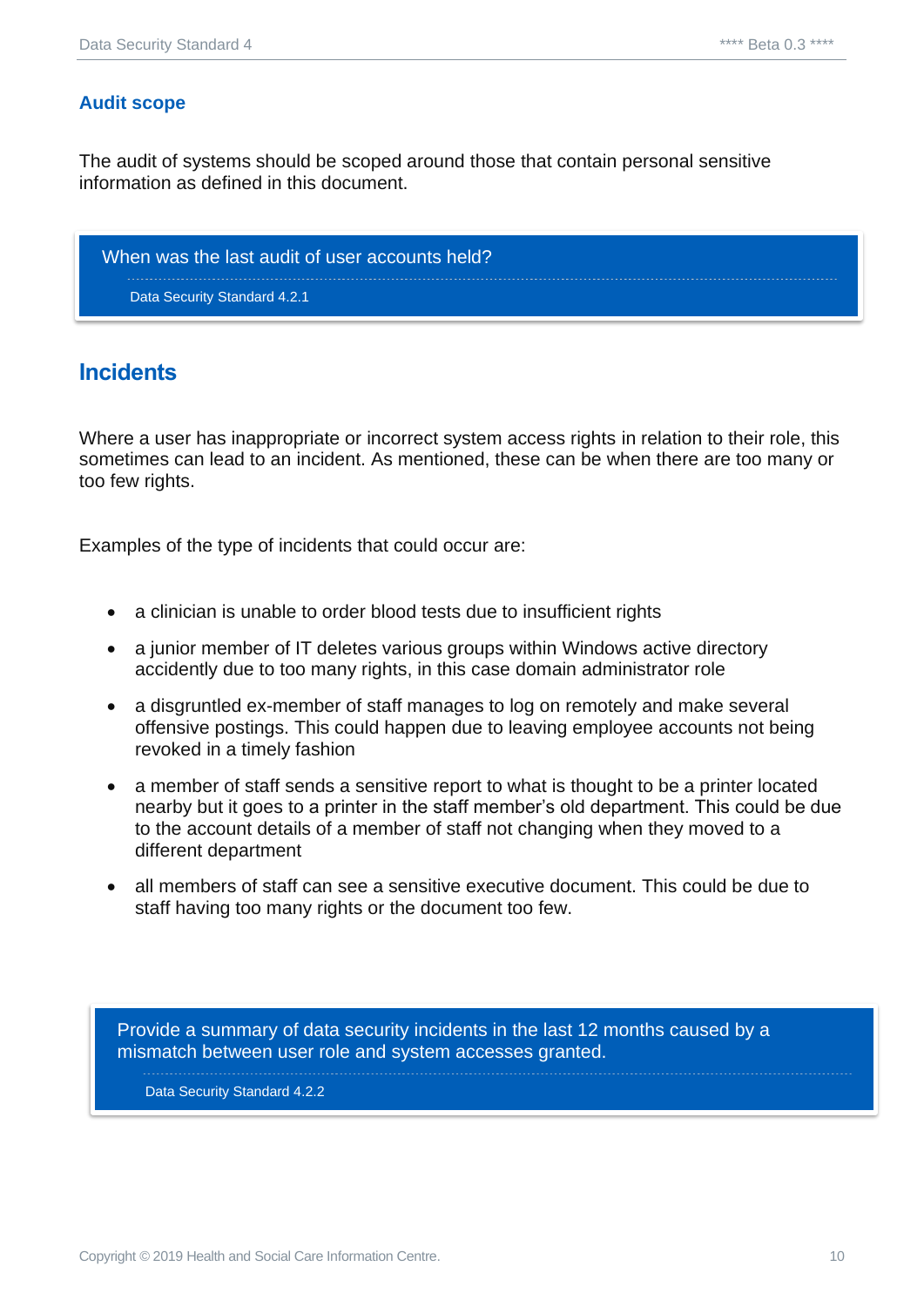### Audit scope

The audit of systems should be scoped around those that contain personal sensitive information as defined in this document.

> When was the last audit of user accounts held?
>
> Data Security Standard 4.2.1

## Incidents

Where a user has inappropriate or incorrect system access rights in relation to their role, this sometimes can lead to an incident. As mentioned, these can be when there are too many or too few rights.

Examples of the type of incidents that could occur are:

- a clinician is unable to order blood tests due to insufficient rights
- a junior member of IT deletes various groups within Windows active directory accidently due to too many rights, in this case domain administrator role
- a disgruntled ex-member of staff manages to log on remotely and make several offensive postings. This could happen due to leaving employee accounts not being revoked in a timely fashion
- a member of staff sends a sensitive report to what is thought to be a printer located nearby but it goes to a printer in the staff member's old department. This could be due to the account details of a member of staff not changing when they moved to a different department
- all members of staff can see a sensitive executive document. This could be due to staff having too many rights or the document too few.

> Provide a summary of data security incidents in the last 12 months caused by a mismatch between user role and system accesses granted.
>
> Data Security Standard 4.2.2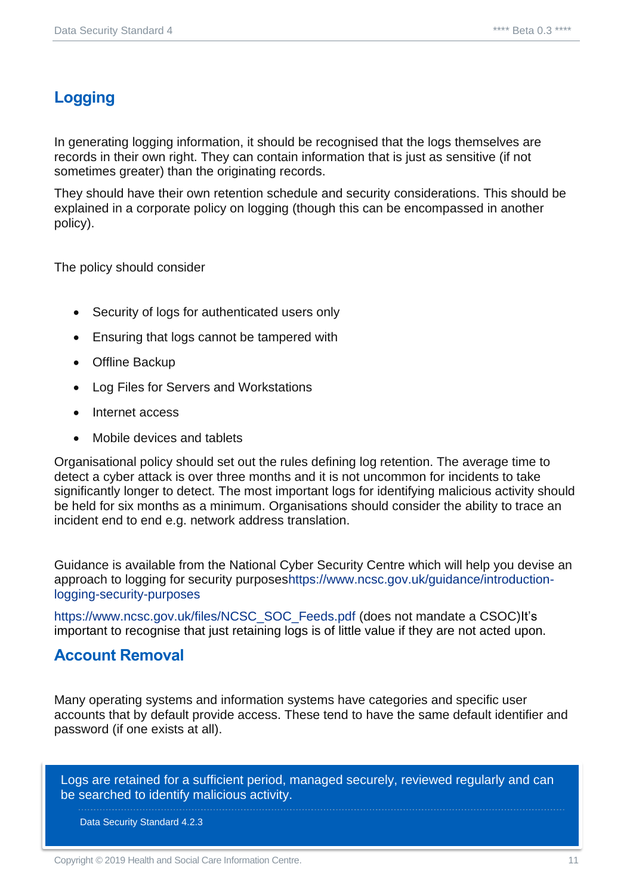## Logging

In generating logging information, it should be recognised that the logs themselves are records in their own right. They can contain information that is just as sensitive (if not sometimes greater) than the originating records.

They should have their own retention schedule and security considerations. This should be explained in a corporate policy on logging (though this can be encompassed in another policy).

The policy should consider

- Security of logs for authenticated users only
- Ensuring that logs cannot be tampered with
- Offline Backup
- Log Files for Servers and Workstations
- Internet access
- Mobile devices and tablets

Organisational policy should set out the rules defining log retention. The average time to detect a cyber attack is over three months and it is not uncommon for incidents to take significantly longer to detect. The most important logs for identifying malicious activity should be held for six months as a minimum. Organisations should consider the ability to trace an incident end to end e.g. network address translation.

Guidance is available from the National Cyber Security Centre which will help you devise an approach to logging for security purposeshttps://www.ncsc.gov.uk/guidance/introduction-logging-security-purposes

https://www.ncsc.gov.uk/files/NCSC_SOC_Feeds.pdf (does not mandate a CSOC)It's important to recognise that just retaining logs is of little value if they are not acted upon.

## Account Removal

Many operating systems and information systems have categories and specific user accounts that by default provide access. These tend to have the same default identifier and password (if one exists at all).

> Logs are retained for a sufficient period, managed securely, reviewed regularly and can be searched to identify malicious activity.
>
> Data Security Standard 4.2.3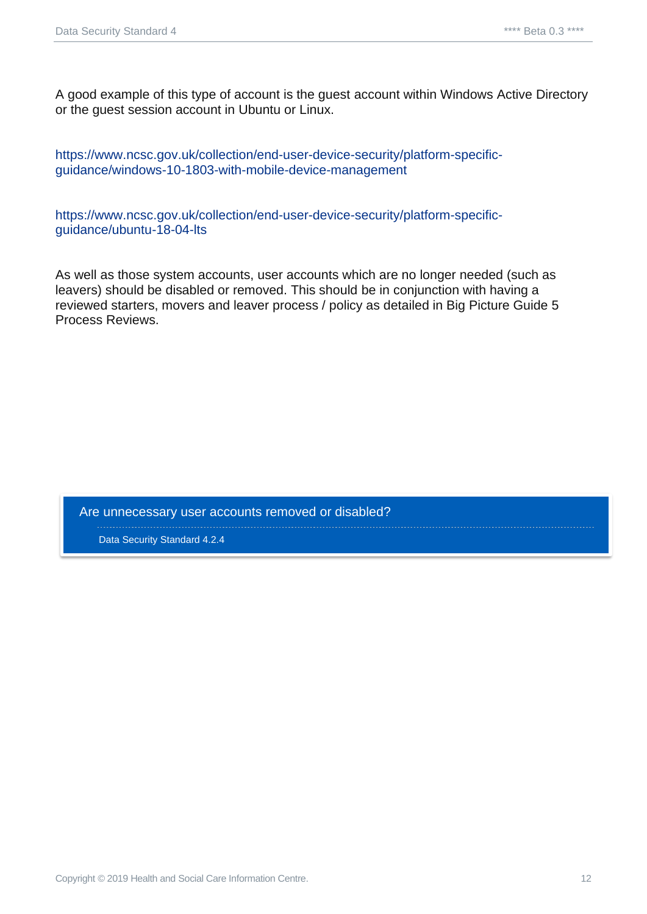A good example of this type of account is the guest account within Windows Active Directory or the guest session account in Ubuntu or Linux.

https://www.ncsc.gov.uk/collection/end-user-device-security/platform-specific-guidance/windows-10-1803-with-mobile-device-management

https://www.ncsc.gov.uk/collection/end-user-device-security/platform-specific-guidance/ubuntu-18-04-lts

As well as those system accounts, user accounts which are no longer needed (such as leavers) should be disabled or removed. This should be in conjunction with having a reviewed starters, movers and leaver process / policy as detailed in Big Picture Guide 5 Process Reviews.

> Are unnecessary user accounts removed or disabled?
>
> Data Security Standard 4.2.4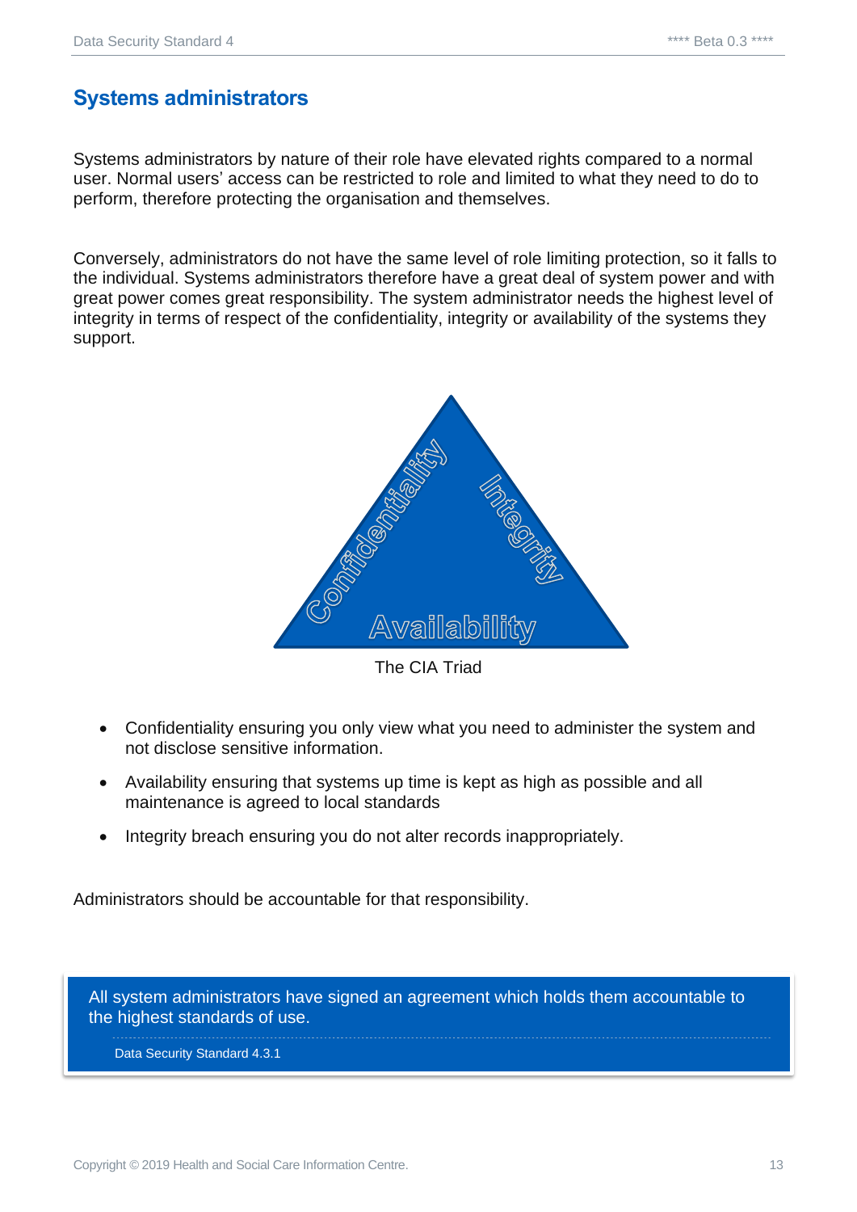## Systems administrators

Systems administrators by nature of their role have elevated rights compared to a normal user. Normal users' access can be restricted to role and limited to what they need to do to perform, therefore protecting the organisation and themselves.

Conversely, administrators do not have the same level of role limiting protection, so it falls to the individual. Systems administrators therefore have a great deal of system power and with great power comes great responsibility. The system administrator needs the highest level of integrity in terms of respect of the confidentiality, integrity or availability of the systems they support.

Confidentiality

Integrity

Availability

The CIA Triad

- Confidentiality ensuring you only view what you need to administer the system and not disclose sensitive information.
- Availability ensuring that systems up time is kept as high as possible and all maintenance is agreed to local standards
- Integrity breach ensuring you do not alter records inappropriately.

Administrators should be accountable for that responsibility.

> All system administrators have signed an agreement which holds them accountable to the highest standards of use.
>
> Data Security Standard 4.3.1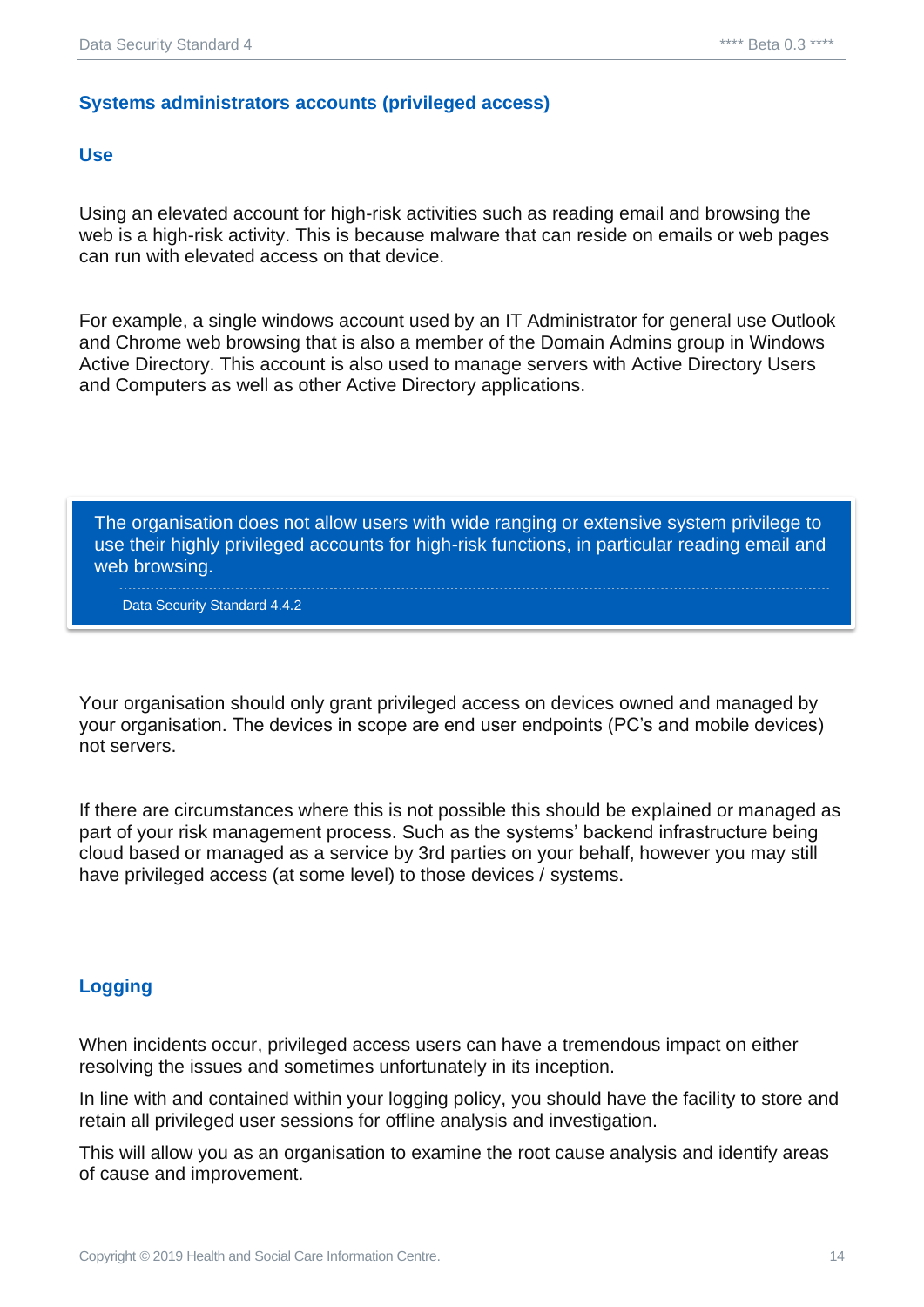## Systems administrators accounts (privileged access)

### Use

Using an elevated account for high-risk activities such as reading email and browsing the web is a high-risk activity. This is because malware that can reside on emails or web pages can run with elevated access on that device.

For example, a single windows account used by an IT Administrator for general use Outlook and Chrome web browsing that is also a member of the Domain Admins group in Windows Active Directory. This account is also used to manage servers with Active Directory Users and Computers as well as other Active Directory applications.

> The organisation does not allow users with wide ranging or extensive system privilege to use their highly privileged accounts for high-risk functions, in particular reading email and web browsing.
>
> Data Security Standard 4.4.2

Your organisation should only grant privileged access on devices owned and managed by your organisation. The devices in scope are end user endpoints (PC's and mobile devices) not servers.

If there are circumstances where this is not possible this should be explained or managed as part of your risk management process. Such as the systems' backend infrastructure being cloud based or managed as a service by 3rd parties on your behalf, however you may still have privileged access (at some level) to those devices / systems.

### Logging

When incidents occur, privileged access users can have a tremendous impact on either resolving the issues and sometimes unfortunately in its inception.

In line with and contained within your logging policy, you should have the facility to store and retain all privileged user sessions for offline analysis and investigation.

This will allow you as an organisation to examine the root cause analysis and identify areas of cause and improvement.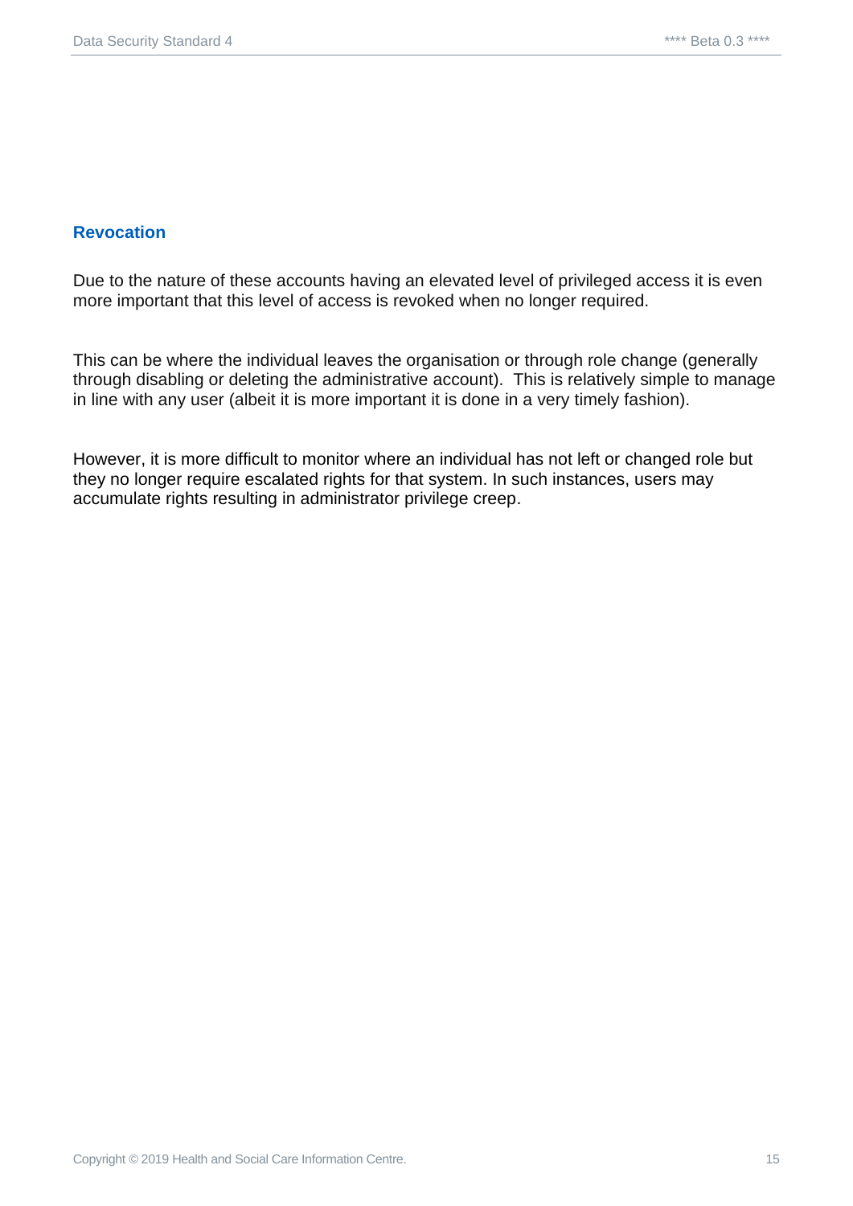## Revocation

Due to the nature of these accounts having an elevated level of privileged access it is even more important that this level of access is revoked when no longer required.

This can be where the individual leaves the organisation or through role change (generally through disabling or deleting the administrative account). This is relatively simple to manage in line with any user (albeit it is more important it is done in a very timely fashion).

However, it is more difficult to monitor where an individual has not left or changed role but they no longer require escalated rights for that system. In such instances, users may accumulate rights resulting in administrator privilege creep.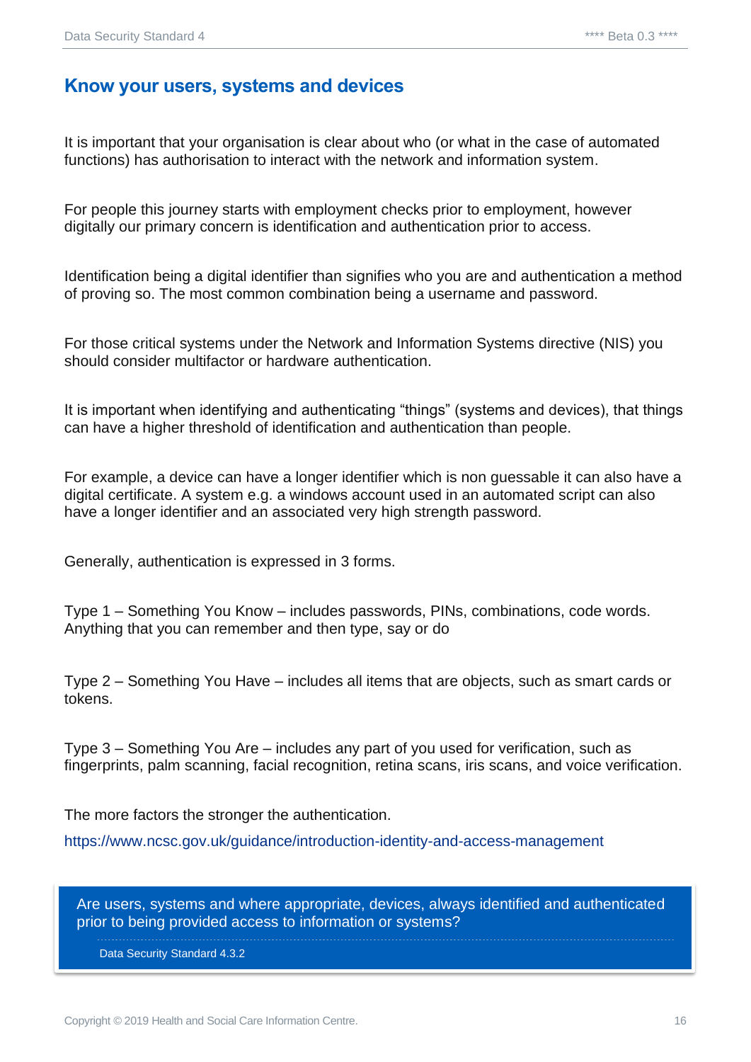## Know your users, systems and devices

It is important that your organisation is clear about who (or what in the case of automated functions) has authorisation to interact with the network and information system.

For people this journey starts with employment checks prior to employment, however digitally our primary concern is identification and authentication prior to access.

Identification being a digital identifier than signifies who you are and authentication a method of proving so. The most common combination being a username and password.

For those critical systems under the Network and Information Systems directive (NIS) you should consider multifactor or hardware authentication.

It is important when identifying and authenticating “things” (systems and devices), that things can have a higher threshold of identification and authentication than people.

For example, a device can have a longer identifier which is non guessable it can also have a digital certificate. A system e.g. a windows account used in an automated script can also have a longer identifier and an associated very high strength password.

Generally, authentication is expressed in 3 forms.

Type 1 – Something You Know – includes passwords, PINs, combinations, code words. Anything that you can remember and then type, say or do

Type 2 – Something You Have – includes all items that are objects, such as smart cards or tokens.

Type 3 – Something You Are – includes any part of you used for verification, such as fingerprints, palm scanning, facial recognition, retina scans, iris scans, and voice verification.

The more factors the stronger the authentication.

https://www.ncsc.gov.uk/guidance/introduction-identity-and-access-management

> Are users, systems and where appropriate, devices, always identified and authenticated prior to being provided access to information or systems?
>
> Data Security Standard 4.3.2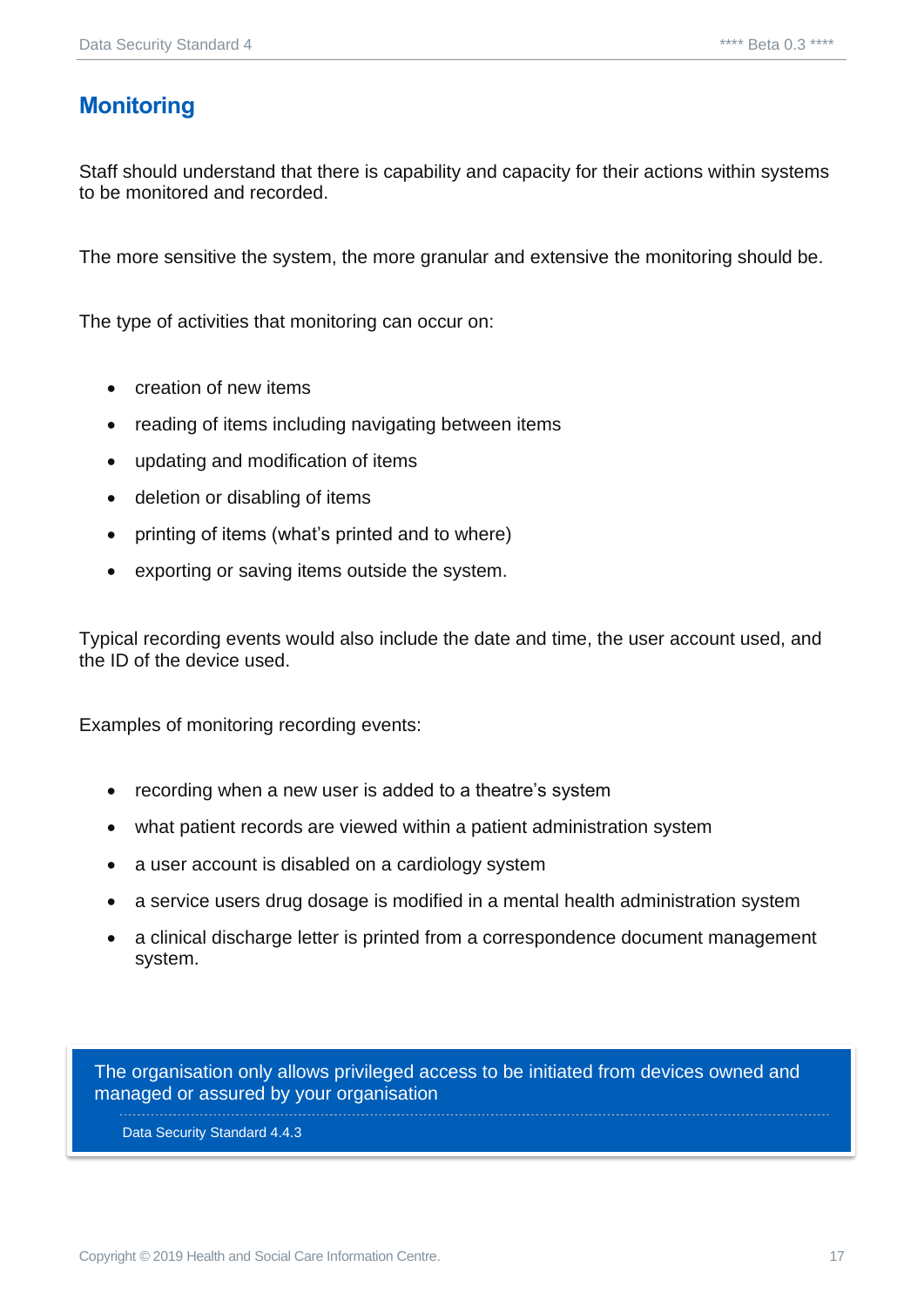## Monitoring

Staff should understand that there is capability and capacity for their actions within systems to be monitored and recorded.

The more sensitive the system, the more granular and extensive the monitoring should be.

The type of activities that monitoring can occur on:

- creation of new items
- reading of items including navigating between items
- updating and modification of items
- deletion or disabling of items
- printing of items (what's printed and to where)
- exporting or saving items outside the system.

Typical recording events would also include the date and time, the user account used, and the ID of the device used.

Examples of monitoring recording events:

- recording when a new user is added to a theatre's system
- what patient records are viewed within a patient administration system
- a user account is disabled on a cardiology system
- a service users drug dosage is modified in a mental health administration system
- a clinical discharge letter is printed from a correspondence document management system.

> The organisation only allows privileged access to be initiated from devices owned and managed or assured by your organisation
>
> Data Security Standard 4.4.3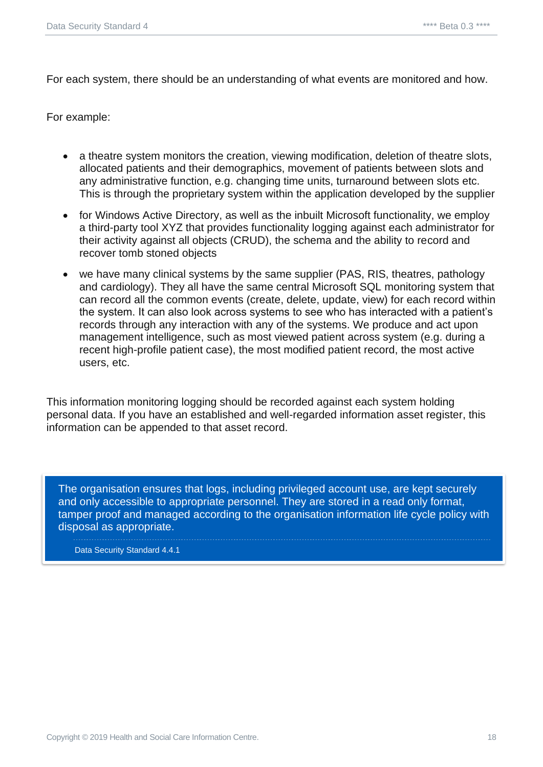For each system, there should be an understanding of what events are monitored and how.

For example:

- a theatre system monitors the creation, viewing modification, deletion of theatre slots, allocated patients and their demographics, movement of patients between slots and any administrative function, e.g. changing time units, turnaround between slots etc. This is through the proprietary system within the application developed by the supplier
- for Windows Active Directory, as well as the inbuilt Microsoft functionality, we employ a third-party tool XYZ that provides functionality logging against each administrator for their activity against all objects (CRUD), the schema and the ability to record and recover tomb stoned objects
- we have many clinical systems by the same supplier (PAS, RIS, theatres, pathology and cardiology). They all have the same central Microsoft SQL monitoring system that can record all the common events (create, delete, update, view) for each record within the system. It can also look across systems to see who has interacted with a patient's records through any interaction with any of the systems. We produce and act upon management intelligence, such as most viewed patient across system (e.g. during a recent high-profile patient case), the most modified patient record, the most active users, etc.

This information monitoring logging should be recorded against each system holding personal data. If you have an established and well-regarded information asset register, this information can be appended to that asset record.

> The organisation ensures that logs, including privileged account use, are kept securely and only accessible to appropriate personnel. They are stored in a read only format, tamper proof and managed according to the organisation information life cycle policy with disposal as appropriate.
>
> Data Security Standard 4.4.1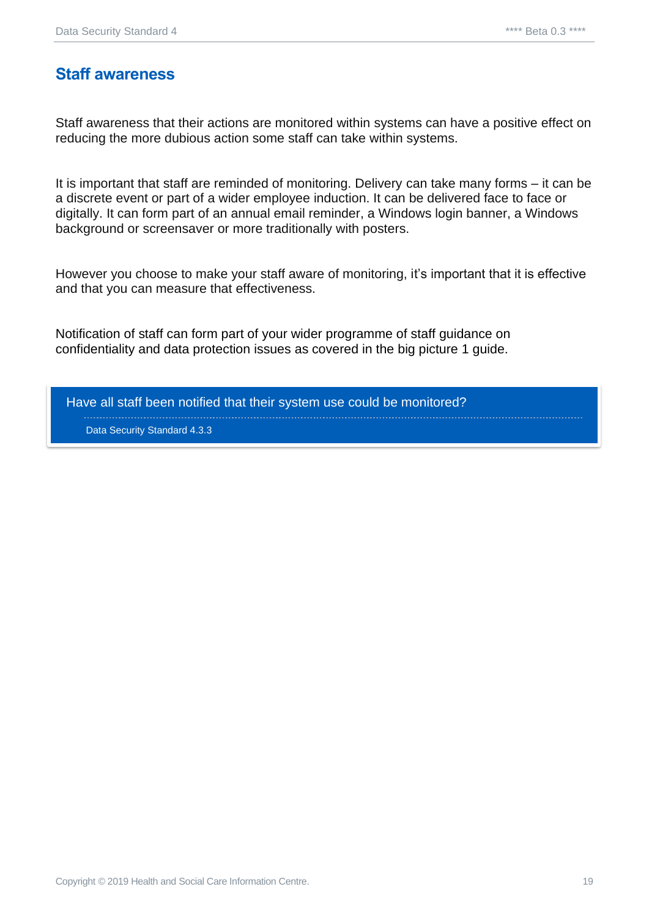## Staff awareness

Staff awareness that their actions are monitored within systems can have a positive effect on reducing the more dubious action some staff can take within systems.

It is important that staff are reminded of monitoring. Delivery can take many forms – it can be a discrete event or part of a wider employee induction. It can be delivered face to face or digitally. It can form part of an annual email reminder, a Windows login banner, a Windows background or screensaver or more traditionally with posters.

However you choose to make your staff aware of monitoring, it's important that it is effective and that you can measure that effectiveness.

Notification of staff can form part of your wider programme of staff guidance on confidentiality and data protection issues as covered in the big picture 1 guide.

> Have all staff been notified that their system use could be monitored?
>
> Data Security Standard 4.3.3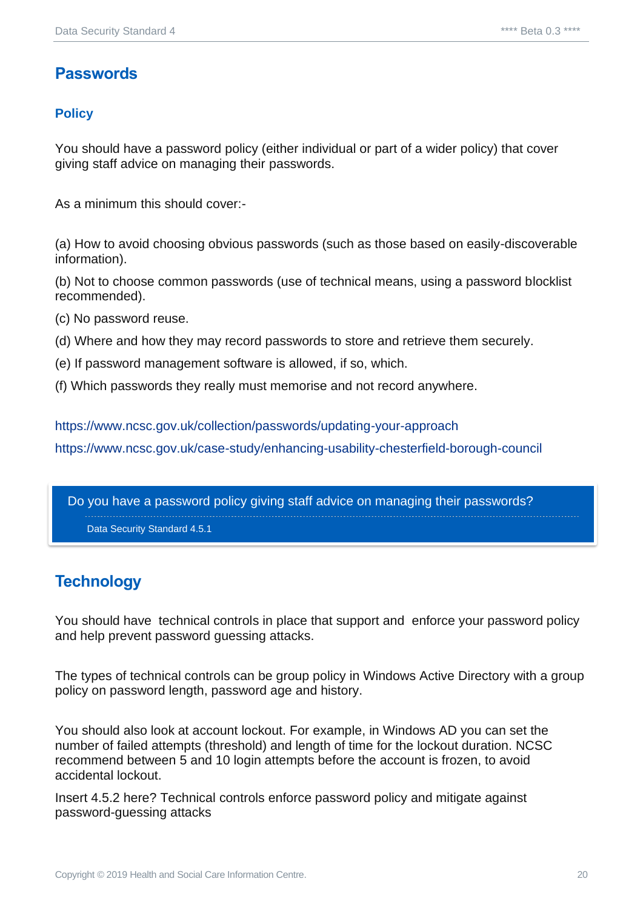## Passwords

### Policy

You should have a password policy (either individual or part of a wider policy) that cover giving staff advice on managing their passwords.

As a minimum this should cover:-

(a) How to avoid choosing obvious passwords (such as those based on easily-discoverable information).

(b) Not to choose common passwords (use of technical means, using a password blocklist recommended).

(c) No password reuse.

(d) Where and how they may record passwords to store and retrieve them securely.

(e) If password management software is allowed, if so, which.

(f) Which passwords they really must memorise and not record anywhere.

https://www.ncsc.gov.uk/collection/passwords/updating-your-approach

https://www.ncsc.gov.uk/case-study/enhancing-usability-chesterfield-borough-council

> Do you have a password policy giving staff advice on managing their passwords?
>
> Data Security Standard 4.5.1

## Technology

You should have technical controls in place that support and enforce your password policy and help prevent password guessing attacks.

The types of technical controls can be group policy in Windows Active Directory with a group policy on password length, password age and history.

You should also look at account lockout. For example, in Windows AD you can set the number of failed attempts (threshold) and length of time for the lockout duration. NCSC recommend between 5 and 10 login attempts before the account is frozen, to avoid accidental lockout.

Insert 4.5.2 here? Technical controls enforce password policy and mitigate against password-guessing attacks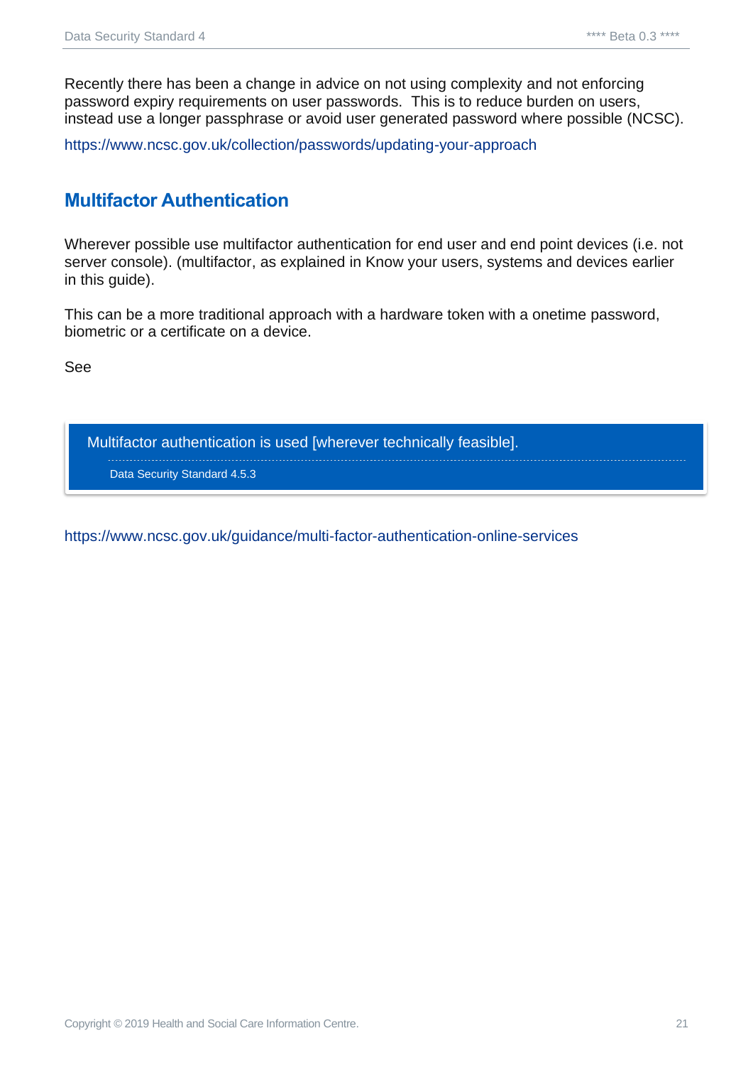Recently there has been a change in advice on not using complexity and not enforcing password expiry requirements on user passwords.  This is to reduce burden on users, instead use a longer passphrase or avoid user generated password where possible (NCSC).

https://www.ncsc.gov.uk/collection/passwords/updating-your-approach

## Multifactor Authentication

Wherever possible use multifactor authentication for end user and end point devices (i.e. not server console). (multifactor, as explained in Know your users, systems and devices earlier in this guide).

This can be a more traditional approach with a hardware token with a onetime password, biometric or a certificate on a device.

See

> Multifactor authentication is used [wherever technically feasible].
>
> Data Security Standard 4.5.3

https://www.ncsc.gov.uk/guidance/multi-factor-authentication-online-services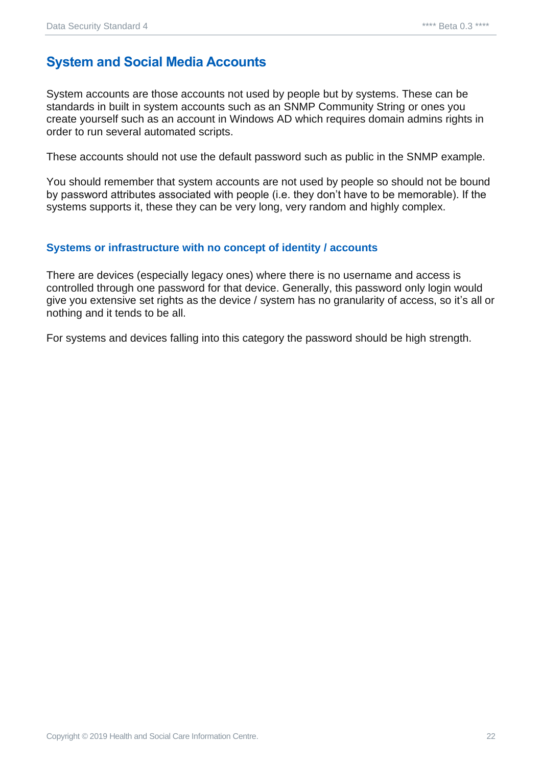## System and Social Media Accounts

System accounts are those accounts not used by people but by systems. These can be standards in built in system accounts such as an SNMP Community String or ones you create yourself such as an account in Windows AD which requires domain admins rights in order to run several automated scripts.

These accounts should not use the default password such as public in the SNMP example.

You should remember that system accounts are not used by people so should not be bound by password attributes associated with people (i.e. they don't have to be memorable). If the systems supports it, these they can be very long, very random and highly complex.

### Systems or infrastructure with no concept of identity / accounts

There are devices (especially legacy ones) where there is no username and access is controlled through one password for that device. Generally, this password only login would give you extensive set rights as the device / system has no granularity of access, so it's all or nothing and it tends to be all.

For systems and devices falling into this category the password should be high strength.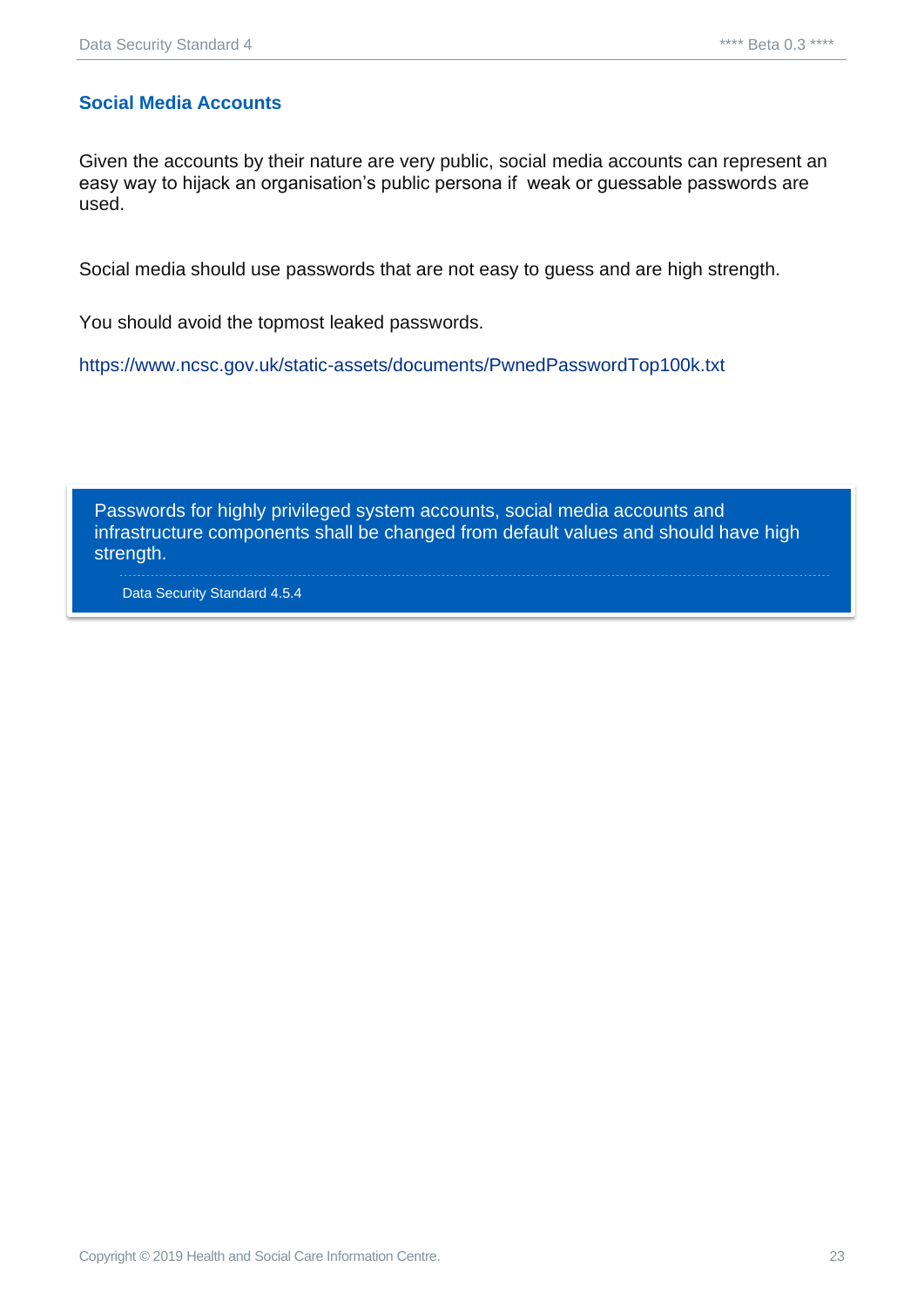## Social Media Accounts

Given the accounts by their nature are very public, social media accounts can represent an easy way to hijack an organisation's public persona if weak or guessable passwords are used.

Social media should use passwords that are not easy to guess and are high strength.

You should avoid the topmost leaked passwords.

https://www.ncsc.gov.uk/static-assets/documents/PwnedPasswordTop100k.txt

> Passwords for highly privileged system accounts, social media accounts and infrastructure components shall be changed from default values and should have high strength.
>
> Data Security Standard 4.5.4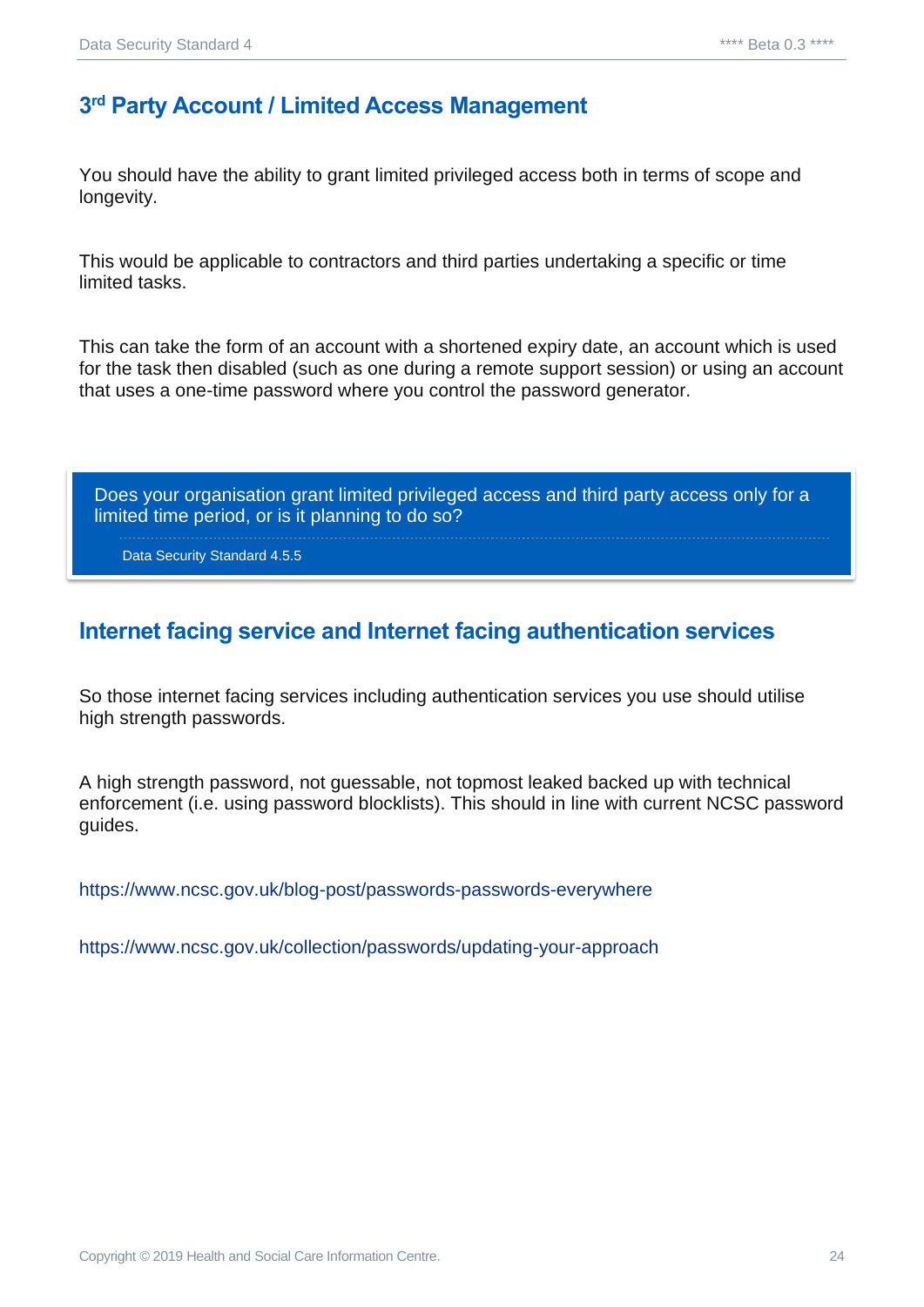## 3rd Party Account / Limited Access Management

You should have the ability to grant limited privileged access both in terms of scope and longevity.

This would be applicable to contractors and third parties undertaking a specific or time limited tasks.

This can take the form of an account with a shortened expiry date, an account which is used for the task then disabled (such as one during a remote support session) or using an account that uses a one-time password where you control the password generator.

> Does your organisation grant limited privileged access and third party access only for a limited time period, or is it planning to do so?
>
> Data Security Standard 4.5.5

## Internet facing service and Internet facing authentication services

So those internet facing services including authentication services you use should utilise high strength passwords.

A high strength password, not guessable, not topmost leaked backed up with technical enforcement (i.e. using password blocklists). This should in line with current NCSC password guides.

https://www.ncsc.gov.uk/blog-post/passwords-passwords-everywhere

https://www.ncsc.gov.uk/collection/passwords/updating-your-approach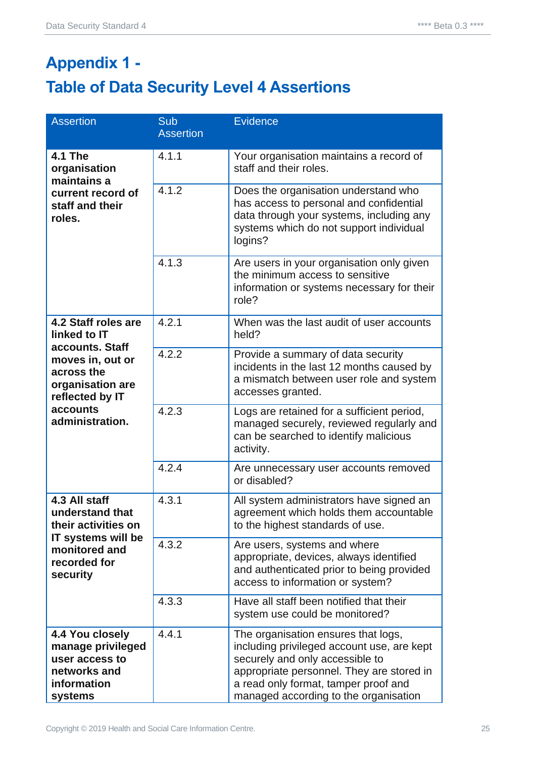# Appendix 1 -

# Table of Data Security Level 4 Assertions

| Assertion | Sub Assertion | Evidence |
|---|---|---|
| **4.1 The organisation maintains a current record of staff and their roles.** | 4.1.1 | Your organisation maintains a record of staff and their roles. |
| | 4.1.2 | Does the organisation understand who has access to personal and confidential data through your systems, including any systems which do not support individual logins? |
| | 4.1.3 | Are users in your organisation only given the minimum access to sensitive information or systems necessary for their role? |
| **4.2 Staff roles are linked to IT accounts. Staff moves in, out or across the organisation are reflected by IT accounts administration.** | 4.2.1 | When was the last audit of user accounts held? |
| | 4.2.2 | Provide a summary of data security incidents in the last 12 months caused by a mismatch between user role and system accesses granted. |
| | 4.2.3 | Logs are retained for a sufficient period, managed securely, reviewed regularly and can be searched to identify malicious activity. |
| | 4.2.4 | Are unnecessary user accounts removed or disabled? |
| **4.3 All staff understand that their activities on IT systems will be monitored and recorded for security** | 4.3.1 | All system administrators have signed an agreement which holds them accountable to the highest standards of use. |
| | 4.3.2 | Are users, systems and where appropriate, devices, always identified and authenticated prior to being provided access to information or system? |
| | 4.3.3 | Have all staff been notified that their system use could be monitored? |
| **4.4 You closely manage privileged user access to networks and information systems** | 4.4.1 | The organisation ensures that logs, including privileged account use, are kept securely and only accessible to appropriate personnel. They are stored in a read only format, tamper proof and managed according to the organisation |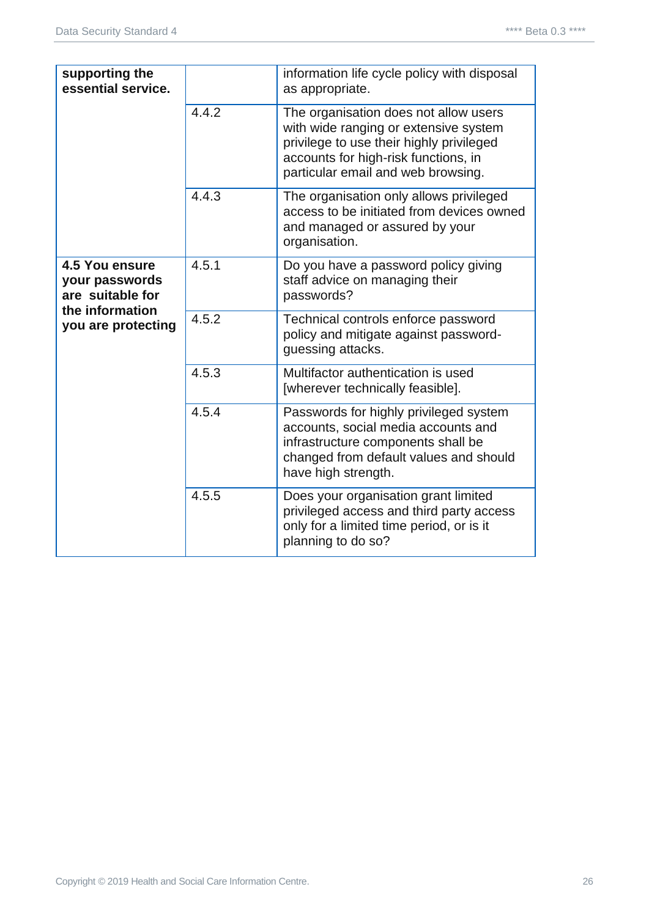| | | |
|---|---|---|
| **supporting the essential service.** | | information life cycle policy with disposal as appropriate. |
| | 4.4.2 | The organisation does not allow users with wide ranging or extensive system privilege to use their highly privileged accounts for high-risk functions, in particular email and web browsing. |
| | 4.4.3 | The organisation only allows privileged access to be initiated from devices owned and managed or assured by your organisation. |
| **4.5 You ensure your passwords are suitable for the information you are protecting** | 4.5.1 | Do you have a password policy giving staff advice on managing their passwords? |
| | 4.5.2 | Technical controls enforce password policy and mitigate against password-guessing attacks. |
| | 4.5.3 | Multifactor authentication is used [wherever technically feasible]. |
| | 4.5.4 | Passwords for highly privileged system accounts, social media accounts and infrastructure components shall be changed from default values and should have high strength. |
| | 4.5.5 | Does your organisation grant limited privileged access and third party access only for a limited time period, or is it planning to do so? |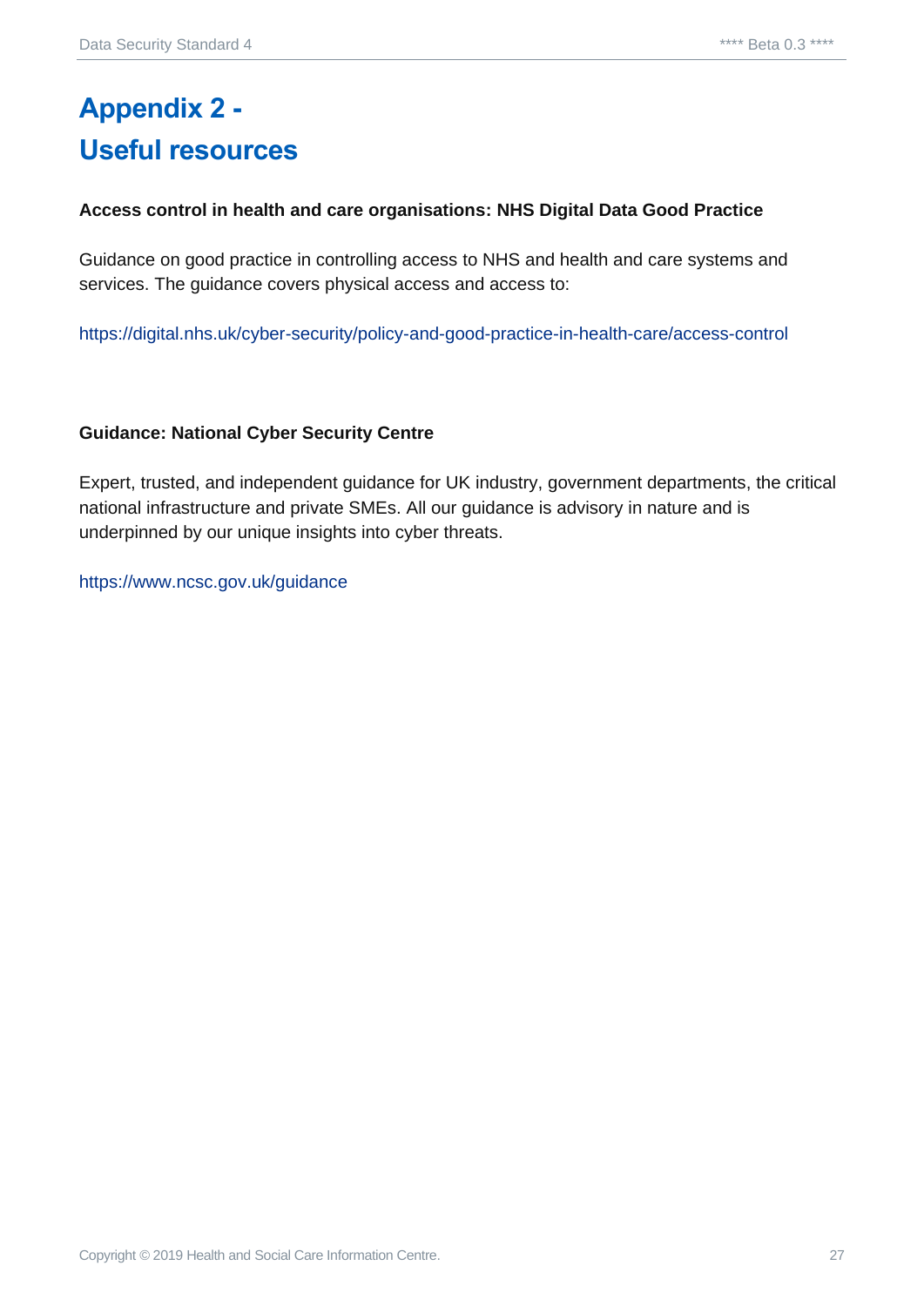# Appendix 2 - Useful resources

**Access control in health and care organisations: NHS Digital Data Good Practice**

Guidance on good practice in controlling access to NHS and health and care systems and services. The guidance covers physical access and access to:

https://digital.nhs.uk/cyber-security/policy-and-good-practice-in-health-care/access-control

**Guidance: National Cyber Security Centre**

Expert, trusted, and independent guidance for UK industry, government departments, the critical national infrastructure and private SMEs. All our guidance is advisory in nature and is underpinned by our unique insights into cyber threats.

https://www.ncsc.gov.uk/guidance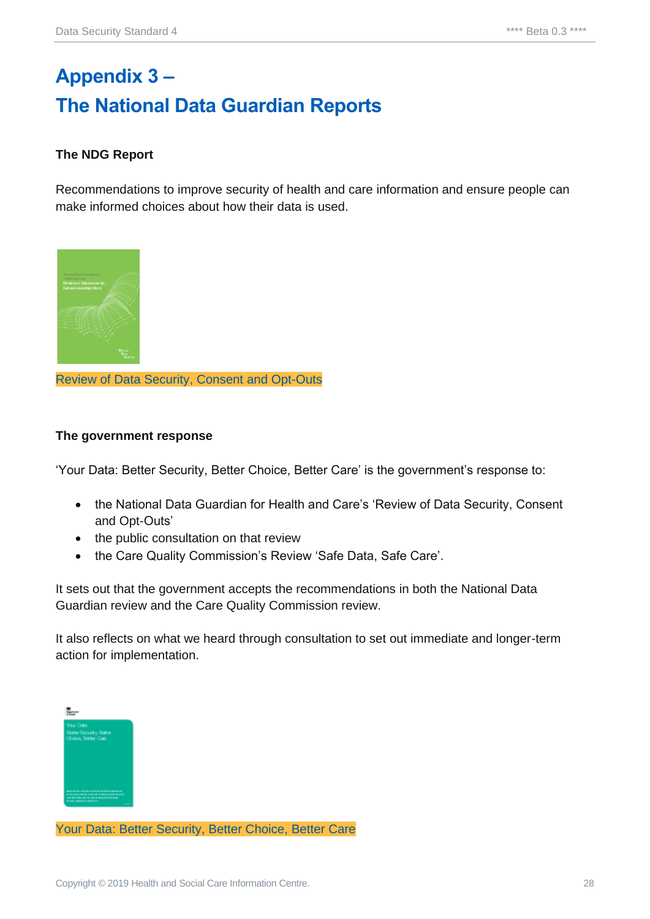# Appendix 3 –
# The National Data Guardian Reports

**The NDG Report**

Recommendations to improve security of health and care information and ensure people can make informed choices about how their data is used.

Review of Data Security, Consent and Opt-Outs

**The government response**

'Your Data: Better Security, Better Choice, Better Care' is the government's response to:

- the National Data Guardian for Health and Care's 'Review of Data Security, Consent and Opt-Outs'
- the public consultation on that review
- the Care Quality Commission's Review 'Safe Data, Safe Care'.

It sets out that the government accepts the recommendations in both the National Data Guardian review and the Care Quality Commission review.

It also reflects on what we heard through consultation to set out immediate and longer-term action for implementation.

Your Data: Better Security, Better Choice, Better Care

Copyright © 2019 Health and Social Care Information Centre.